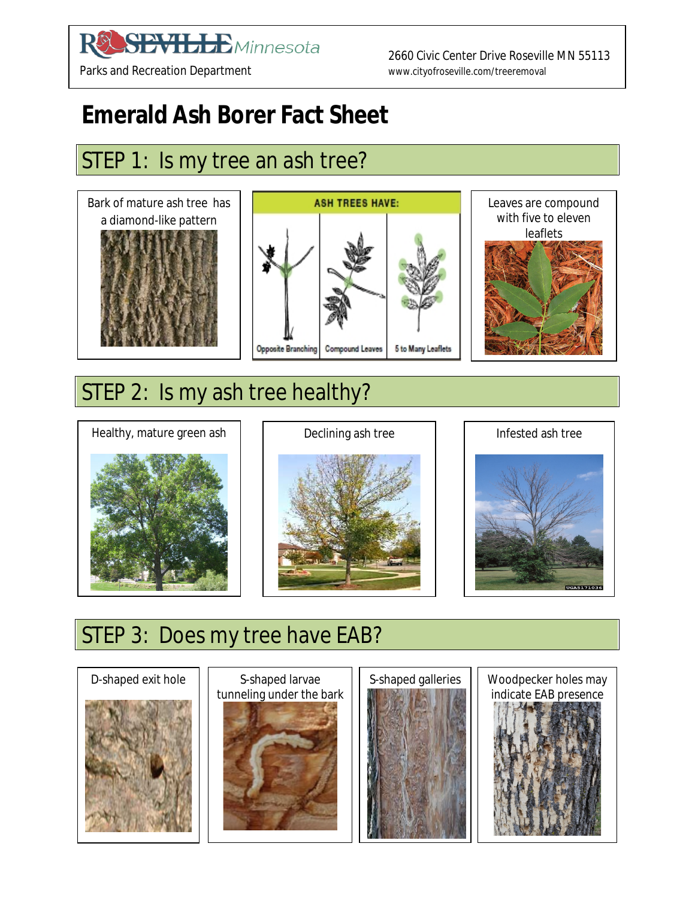Parks and Recreation Department

2660 Civic Center Drive Roseville MN 55113
www.cityofroseville.com/treeremoval

# Emerald Ash Borer Fact Sheet

## STEP 1: Is my tree an ash tree?

Bark of mature ash tree has a diamond-like pattern

ASH TREES HAVE:

Opposite Branching | Compound Leaves | 5 to Many Leaflets

Leaves are compound with five to eleven leaflets

## STEP 2: Is my ash tree healthy?

Healthy, mature green ash

Declining ash tree

Infested ash tree

## STEP 3: Does my tree have EAB?

D-shaped exit hole

S-shaped larvae tunneling under the bark

S-shaped galleries

Woodpecker holes may indicate EAB presence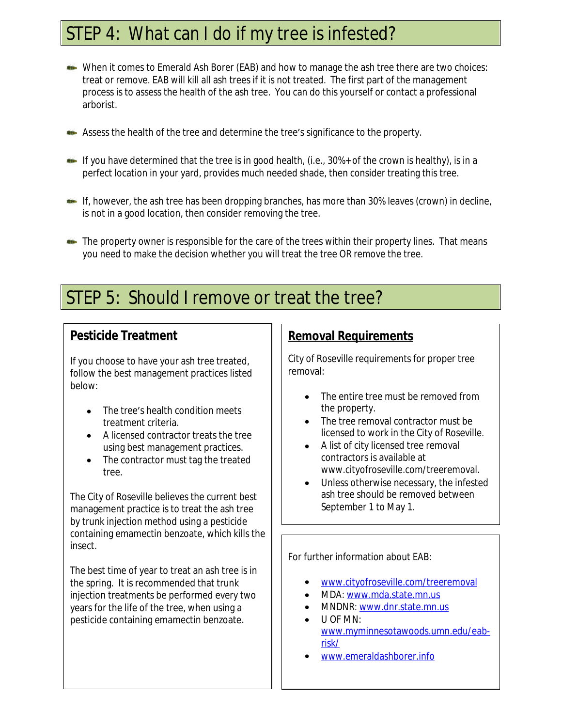## STEP 4: What can I do if my tree is infested?

- When it comes to Emerald Ash Borer (EAB) and how to manage the ash tree there are two choices: treat or remove. EAB will kill all ash trees if it is not treated. The first part of the management process is to assess the health of the ash tree. You can do this yourself or contact a professional arborist.
- Assess the health of the tree and determine the tree's significance to the property.
- If you have determined that the tree is in good health, (i.e., 30%+ of the crown is healthy), is in a perfect location in your yard, provides much needed shade, then consider treating this tree.
- If, however, the ash tree has been dropping branches, has more than 30% leaves (crown) in decline, is not in a good location, then consider removing the tree.
- The property owner is responsible for the care of the trees within their property lines. That means you need to make the decision whether you will treat the tree OR remove the tree.

## STEP 5: Should I remove or treat the tree?

### **Pesticide Treatment**

If you choose to have your ash tree treated, follow the best management practices listed below:

- The tree's health condition meets treatment criteria.
- A licensed contractor treats the tree using best management practices.
- The contractor must tag the treated tree.

The City of Roseville believes the current best management practice is to treat the ash tree by trunk injection method using a pesticide containing emamectin benzoate, which kills the insect.

The best time of year to treat an ash tree is in the spring. It is recommended that trunk injection treatments be performed every two years for the life of the tree, when using a pesticide containing emamectin benzoate.

### **Removal Requirements**

City of Roseville requirements for proper tree removal:

- The entire tree must be removed from the property.
- The tree removal contractor must be licensed to work in the City of Roseville.
- A list of city licensed tree removal contractors is available at www.cityofroseville.com/treeremoval.
- Unless otherwise necessary, the infested ash tree should be removed between September 1 to May 1.

For further information about EAB:

- www.cityofroseville.com/treeremoval
- MDA: www.mda.state.mn.us
- MNDNR: www.dnr.state.mn.us
- U OF MN: www.myminnesotawoods.umn.edu/eab-risk/
- www.emeraldashborer.info